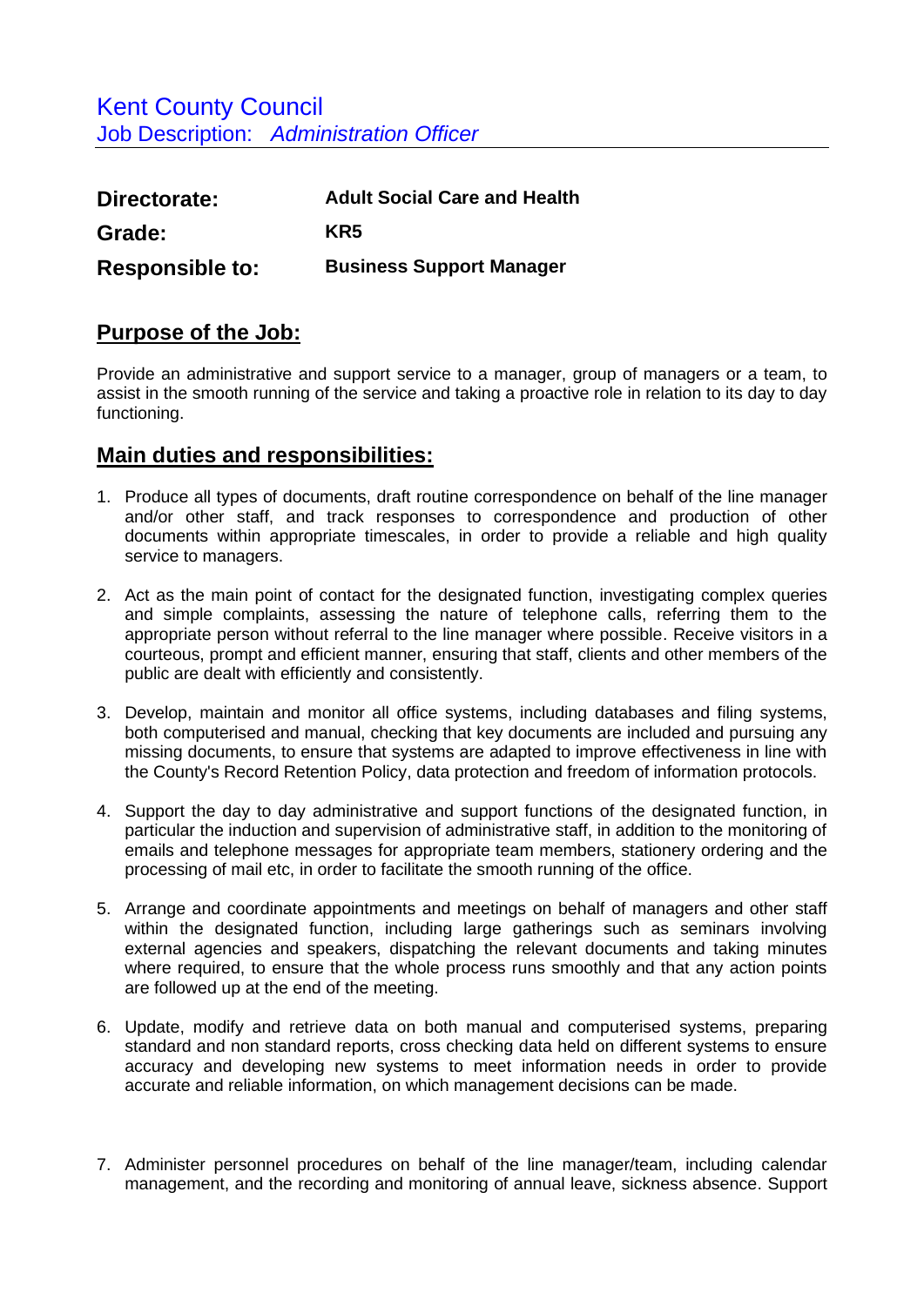# Kent County Council

## Job Description: *Administration Officer*

| | |
|---|---|
| **Directorate:** | **Adult Social Care and Health** |
| **Grade:** | **KR5** |
| **Responsible to:** | **Business Support Manager** |

## Purpose of the Job:

Provide an administrative and support service to a manager, group of managers or a team, to assist in the smooth running of the service and taking a proactive role in relation to its day to day functioning.

## Main duties and responsibilities:

1. Produce all types of documents, draft routine correspondence on behalf of the line manager and/or other staff, and track responses to correspondence and production of other documents within appropriate timescales, in order to provide a reliable and high quality service to managers.

2. Act as the main point of contact for the designated function, investigating complex queries and simple complaints, assessing the nature of telephone calls, referring them to the appropriate person without referral to the line manager where possible. Receive visitors in a courteous, prompt and efficient manner, ensuring that staff, clients and other members of the public are dealt with efficiently and consistently.

3. Develop, maintain and monitor all office systems, including databases and filing systems, both computerised and manual, checking that key documents are included and pursuing any missing documents, to ensure that systems are adapted to improve effectiveness in line with the County's Record Retention Policy, data protection and freedom of information protocols.

4. Support the day to day administrative and support functions of the designated function, in particular the induction and supervision of administrative staff, in addition to the monitoring of emails and telephone messages for appropriate team members, stationery ordering and the processing of mail etc, in order to facilitate the smooth running of the office.

5. Arrange and coordinate appointments and meetings on behalf of managers and other staff within the designated function, including large gatherings such as seminars involving external agencies and speakers, dispatching the relevant documents and taking minutes where required, to ensure that the whole process runs smoothly and that any action points are followed up at the end of the meeting.

6. Update, modify and retrieve data on both manual and computerised systems, preparing standard and non standard reports, cross checking data held on different systems to ensure accuracy and developing new systems to meet information needs in order to provide accurate and reliable information, on which management decisions can be made.

7. Administer personnel procedures on behalf of the line manager/team, including calendar management, and the recording and monitoring of annual leave, sickness absence. Support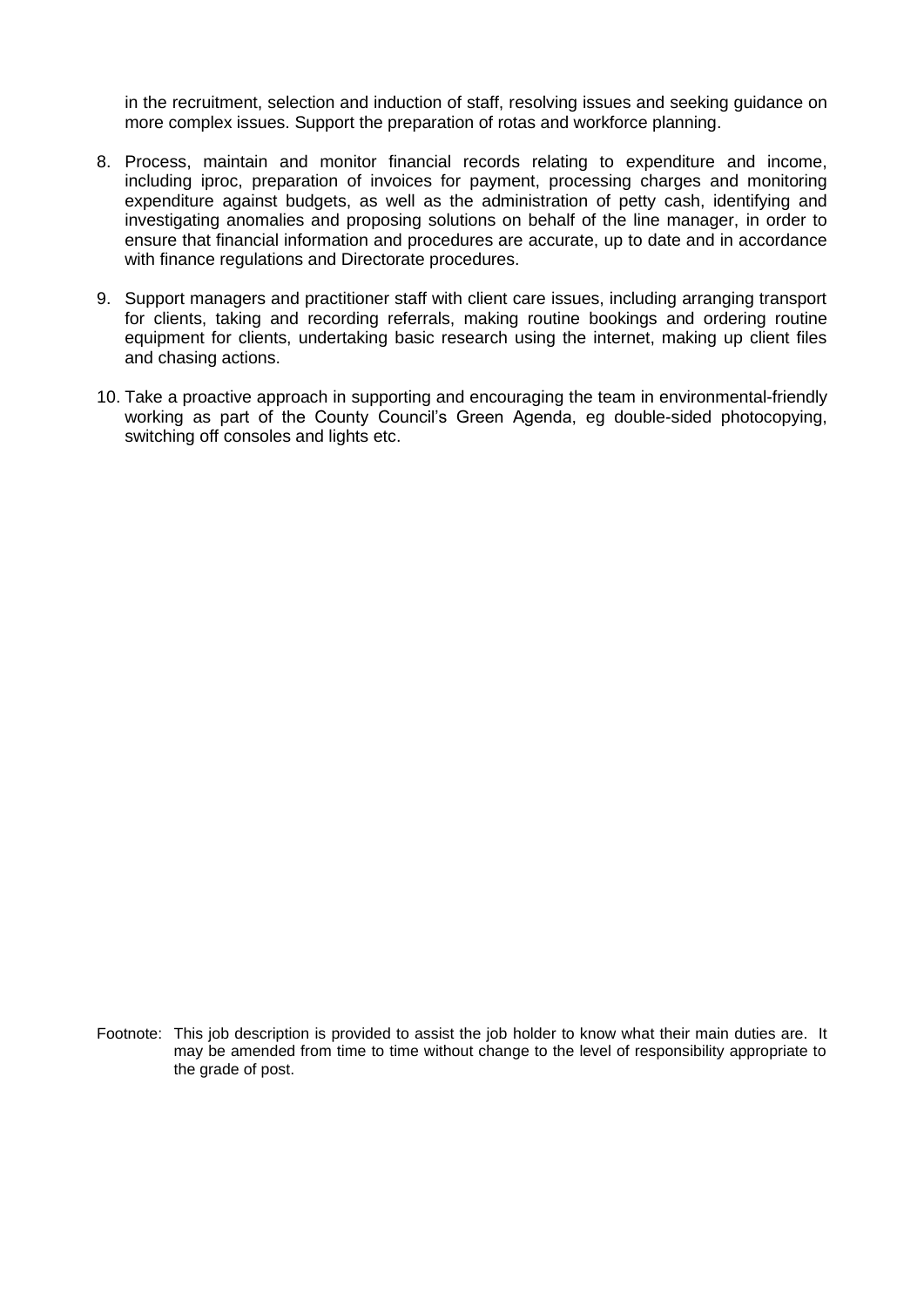in the recruitment, selection and induction of staff, resolving issues and seeking guidance on more complex issues. Support the preparation of rotas and workforce planning.

8. Process, maintain and monitor financial records relating to expenditure and income, including iproc, preparation of invoices for payment, processing charges and monitoring expenditure against budgets, as well as the administration of petty cash, identifying and investigating anomalies and proposing solutions on behalf of the line manager, in order to ensure that financial information and procedures are accurate, up to date and in accordance with finance regulations and Directorate procedures.

9. Support managers and practitioner staff with client care issues, including arranging transport for clients, taking and recording referrals, making routine bookings and ordering routine equipment for clients, undertaking basic research using the internet, making up client files and chasing actions.

10. Take a proactive approach in supporting and encouraging the team in environmental-friendly working as part of the County Council's Green Agenda, eg double-sided photocopying, switching off consoles and lights etc.

Footnote: This job description is provided to assist the job holder to know what their main duties are. It may be amended from time to time without change to the level of responsibility appropriate to the grade of post.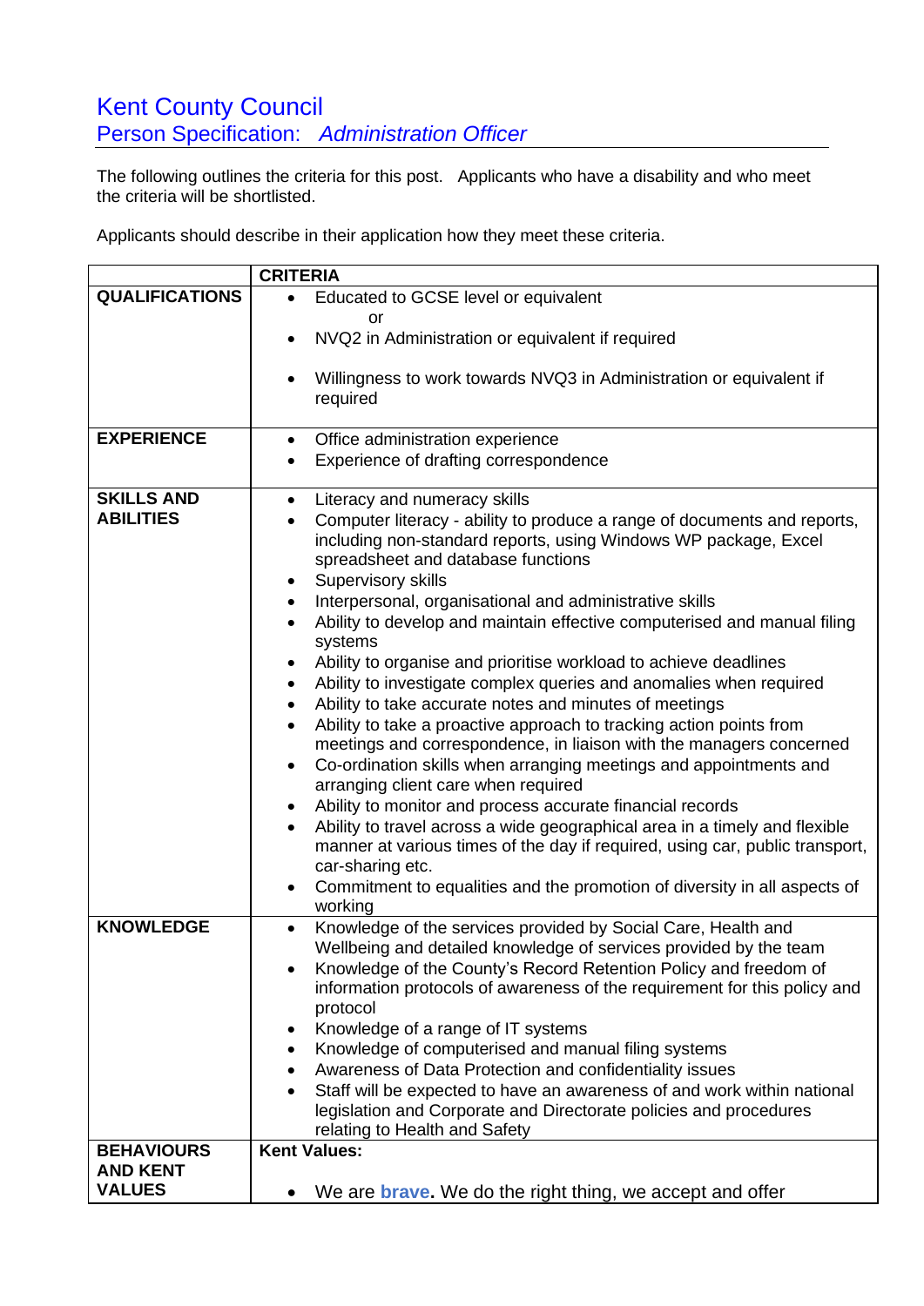# Kent County Council

## Person Specification: *Administration Officer*

The following outlines the criteria for this post. Applicants who have a disability and who meet the criteria will be shortlisted.

Applicants should describe in their application how they meet these criteria.

| | **CRITERIA** |
|---|---|
| **QUALIFICATIONS** | • Educated to GCSE level or equivalent<br>or<br>• NVQ2 in Administration or equivalent if required<br><br>• Willingness to work towards NVQ3 in Administration or equivalent if required |
| **EXPERIENCE** | • Office administration experience<br>• Experience of drafting correspondence |
| **SKILLS AND ABILITIES** | • Literacy and numeracy skills<br>• Computer literacy - ability to produce a range of documents and reports, including non-standard reports, using Windows WP package, Excel spreadsheet and database functions<br>• Supervisory skills<br>• Interpersonal, organisational and administrative skills<br>• Ability to develop and maintain effective computerised and manual filing systems<br>• Ability to organise and prioritise workload to achieve deadlines<br>• Ability to investigate complex queries and anomalies when required<br>• Ability to take accurate notes and minutes of meetings<br>• Ability to take a proactive approach to tracking action points from meetings and correspondence, in liaison with the managers concerned<br>• Co-ordination skills when arranging meetings and appointments and arranging client care when required<br>• Ability to monitor and process accurate financial records<br>• Ability to travel across a wide geographical area in a timely and flexible manner at various times of the day if required, using car, public transport, car-sharing etc.<br>• Commitment to equalities and the promotion of diversity in all aspects of working |
| **KNOWLEDGE** | • Knowledge of the services provided by Social Care, Health and Wellbeing and detailed knowledge of services provided by the team<br>• Knowledge of the County's Record Retention Policy and freedom of information protocols of awareness of the requirement for this policy and protocol<br>• Knowledge of a range of IT systems<br>• Knowledge of computerised and manual filing systems<br>• Awareness of Data Protection and confidentiality issues<br>• Staff will be expected to have an awareness of and work within national legislation and Corporate and Directorate policies and procedures relating to Health and Safety |
| **BEHAVIOURS AND KENT VALUES** | **Kent Values:**<br><br>• We are **brave.** We do the right thing, we accept and offer |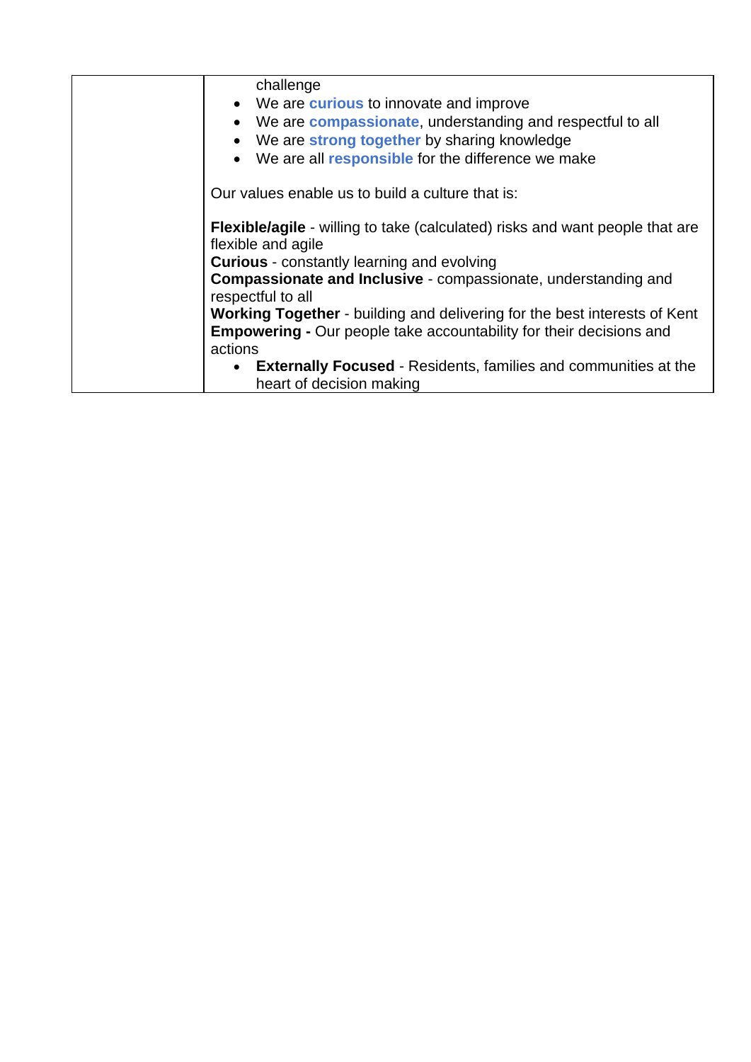| | |
|---|---|
| | challenge<br>• We are **curious** to innovate and improve<br>• We are **compassionate**, understanding and respectful to all<br>• We are **strong together** by sharing knowledge<br>• We are all **responsible** for the difference we make<br><br>Our values enable us to build a culture that is:<br><br>**Flexible/agile** - willing to take (calculated) risks and want people that are flexible and agile<br>**Curious** - constantly learning and evolving<br>**Compassionate and Inclusive** - compassionate, understanding and respectful to all<br>**Working Together** - building and delivering for the best interests of Kent<br>**Empowering -** Our people take accountability for their decisions and actions<br>• **Externally Focused** - Residents, families and communities at the heart of decision making |